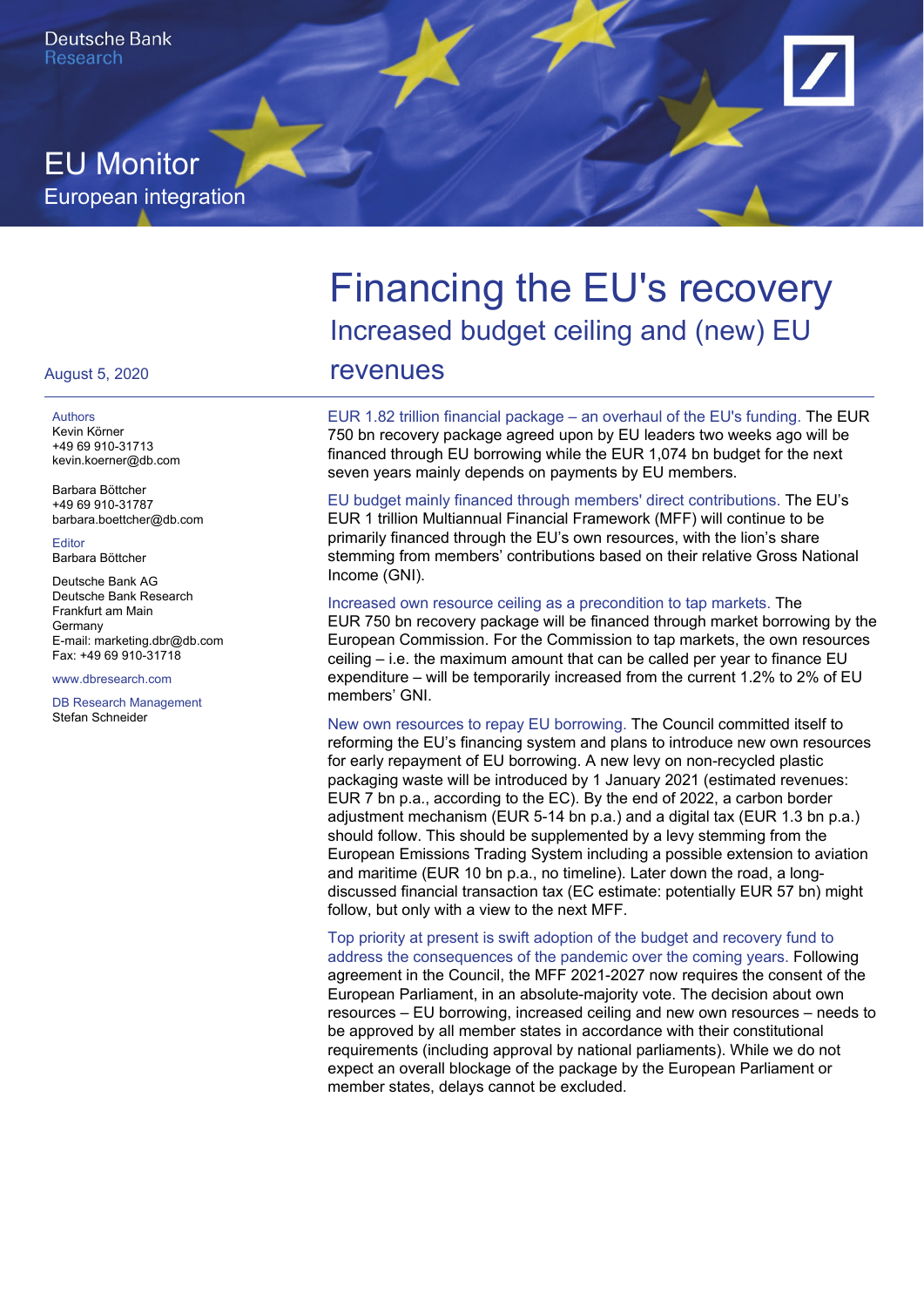Deutsche Bank
Research

EU Monitor
European integration

# Financing the EU's recovery

## Increased budget ceiling and (new) EU revenues

August 5, 2020

Authors
Kevin Körner
+49 69 910-31713
kevin.koerner@db.com

Barbara Böttcher
+49 69 910-31787
barbara.boettcher@db.com

Editor
Barbara Böttcher

Deutsche Bank AG
Deutsche Bank Research
Frankfurt am Main
Germany
E-mail: marketing.dbr@db.com
Fax: +49 69 910-31718

www.dbresearch.com

DB Research Management
Stefan Schneider

EUR 1.82 trillion financial package – an overhaul of the EU's funding. The EUR 750 bn recovery package agreed upon by EU leaders two weeks ago will be financed through EU borrowing while the EUR 1,074 bn budget for the next seven years mainly depends on payments by EU members.

EU budget mainly financed through members' direct contributions. The EU's EUR 1 trillion Multiannual Financial Framework (MFF) will continue to be primarily financed through the EU's own resources, with the lion's share stemming from members' contributions based on their relative Gross National Income (GNI).

Increased own resource ceiling as a precondition to tap markets. The EUR 750 bn recovery package will be financed through market borrowing by the European Commission. For the Commission to tap markets, the own resources ceiling – i.e. the maximum amount that can be called per year to finance EU expenditure – will be temporarily increased from the current 1.2% to 2% of EU members' GNI.

New own resources to repay EU borrowing. The Council committed itself to reforming the EU's financing system and plans to introduce new own resources for early repayment of EU borrowing. A new levy on non-recycled plastic packaging waste will be introduced by 1 January 2021 (estimated revenues: EUR 7 bn p.a., according to the EC). By the end of 2022, a carbon border adjustment mechanism (EUR 5-14 bn p.a.) and a digital tax (EUR 1.3 bn p.a.) should follow. This should be supplemented by a levy stemming from the European Emissions Trading System including a possible extension to aviation and maritime (EUR 10 bn p.a., no timeline). Later down the road, a long-discussed financial transaction tax (EC estimate: potentially EUR 57 bn) might follow, but only with a view to the next MFF.

Top priority at present is swift adoption of the budget and recovery fund to address the consequences of the pandemic over the coming years. Following agreement in the Council, the MFF 2021-2027 now requires the consent of the European Parliament, in an absolute-majority vote. The decision about own resources – EU borrowing, increased ceiling and new own resources – needs to be approved by all member states in accordance with their constitutional requirements (including approval by national parliaments). While we do not expect an overall blockage of the package by the European Parliament or member states, delays cannot be excluded.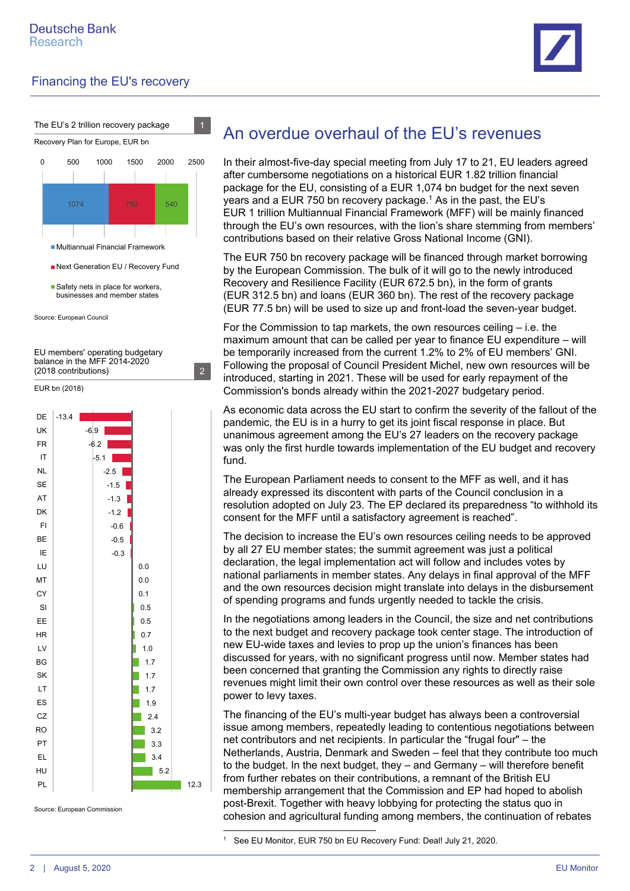The EU's 2 trillion recovery package

Recovery Plan for Europe, EUR bn

| Component | EUR bn |
|---|---|
| Multiannual Financial Framework | 1074 |
| Next Generation EU / Recovery Fund | 750 |
| Safety nets in place for workers, businesses and member states | 540 |

Source: European Council

EU members' operating budgetary balance in the MFF 2014-2020 (2018 contributions)

EUR bn (2018)

| Country | EUR bn |
|---|---|
| DE | -13.4 |
| UK | -6.9 |
| FR | -6.2 |
| IT | -5.1 |
| NL | -2.5 |
| SE | -1.5 |
| AT | -1.3 |
| DK | -1.2 |
| FI | -0.6 |
| BE | -0.5 |
| IE | -0.3 |
| LU | 0.0 |
| MT | 0.0 |
| CY | 0.1 |
| SI | 0.5 |
| EE | 0.5 |
| HR | 0.7 |
| LV | 1.0 |
| BG | 1.7 |
| SK | 1.7 |
| LT | 1.7 |
| ES | 1.9 |
| CZ | 2.4 |
| RO | 3.2 |
| PT | 3.3 |
| EL | 3.4 |
| HU | 5.2 |
| PL | 12.3 |

Source: European Commission

## An overdue overhaul of the EU's revenues

In their almost-five-day special meeting from July 17 to 21, EU leaders agreed after cumbersome negotiations on a historical EUR 1.82 trillion financial package for the EU, consisting of a EUR 1,074 bn budget for the next seven years and a EUR 750 bn recovery package.[1] As in the past, the EU's EUR 1 trillion Multiannual Financial Framework (MFF) will be mainly financed through the EU's own resources, with the lion's share stemming from members' contributions based on their relative Gross National Income (GNI).

The EUR 750 bn recovery package will be financed through market borrowing by the European Commission. The bulk of it will go to the newly introduced Recovery and Resilience Facility (EUR 672.5 bn), in the form of grants (EUR 312.5 bn) and loans (EUR 360 bn). The rest of the recovery package (EUR 77.5 bn) will be used to size up and front-load the seven-year budget.

For the Commission to tap markets, the own resources ceiling – i.e. the maximum amount that can be called per year to finance EU expenditure – will be temporarily increased from the current 1.2% to 2% of EU members' GNI. Following the proposal of Council President Michel, new own resources will be introduced, starting in 2021. These will be used for early repayment of the Commission's bonds already within the 2021-2027 budgetary period.

As economic data across the EU start to confirm the severity of the fallout of the pandemic, the EU is in a hurry to get its joint fiscal response in place. But unanimous agreement among the EU's 27 leaders on the recovery package was only the first hurdle towards implementation of the EU budget and recovery fund.

The European Parliament needs to consent to the MFF as well, and it has already expressed its discontent with parts of the Council conclusion in a resolution adopted on July 23. The EP declared its preparedness "to withhold its consent for the MFF until a satisfactory agreement is reached".

The decision to increase the EU's own resources ceiling needs to be approved by all 27 EU member states; the summit agreement was just a political declaration, the legal implementation act will follow and includes votes by national parliaments in member states. Any delays in final approval of the MFF and the own resources decision might translate into delays in the disbursement of spending programs and funds urgently needed to tackle the crisis.

In the negotiations among leaders in the Council, the size and net contributions to the next budget and recovery package took center stage. The introduction of new EU-wide taxes and levies to prop up the union's finances has been discussed for years, with no significant progress until now. Member states had been concerned that granting the Commission any rights to directly raise revenues might limit their own control over these resources as well as their sole power to levy taxes.

The financing of the EU's multi-year budget has always been a controversial issue among members, repeatedly leading to contentious negotiations between net contributors and net recipients. In particular the "frugal four" – the Netherlands, Austria, Denmark and Sweden – feel that they contribute too much to the budget. In the next budget, they – and Germany – will therefore benefit from further rebates on their contributions, a remnant of the British EU membership arrangement that the Commission and EP had hoped to abolish post-Brexit. Together with heavy lobbying for protecting the status quo in cohesion and agricultural funding among members, the continuation of rebates

---

[1] See EU Monitor, EUR 750 bn EU Recovery Fund: Deal! July 21, 2020.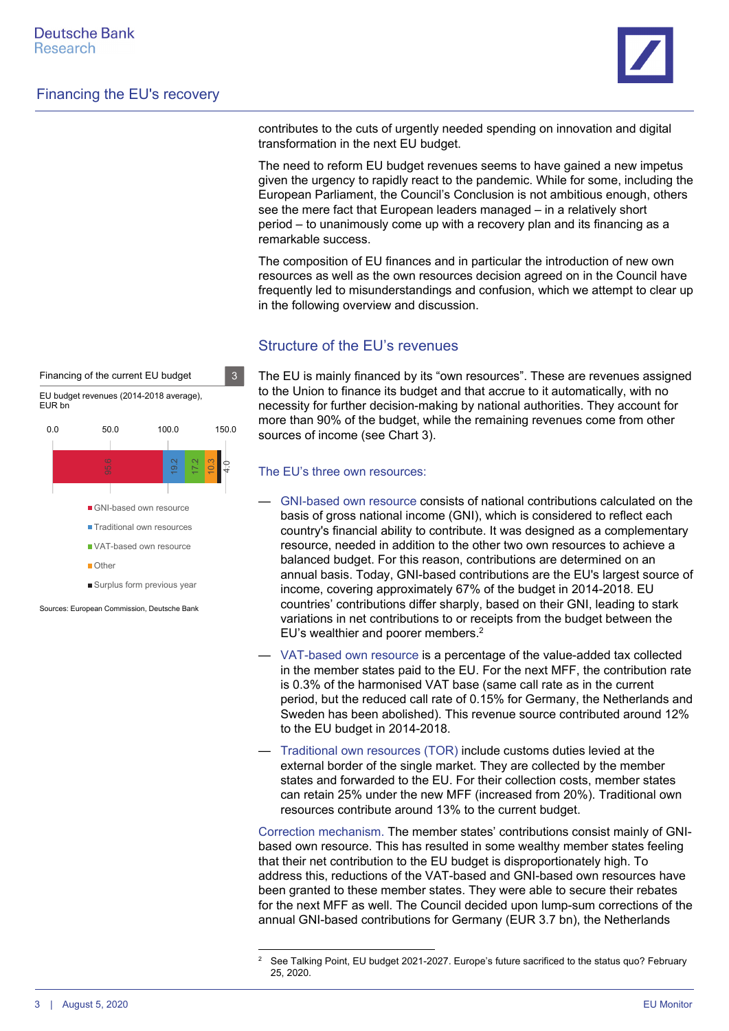contributes to the cuts of urgently needed spending on innovation and digital transformation in the next EU budget.

The need to reform EU budget revenues seems to have gained a new impetus given the urgency to rapidly react to the pandemic. While for some, including the European Parliament, the Council's Conclusion is not ambitious enough, others see the mere fact that European leaders managed – in a relatively short period – to unanimously come up with a recovery plan and its financing as a remarkable success.

The composition of EU finances and in particular the introduction of new own resources as well as the own resources decision agreed on in the Council have frequently led to misunderstandings and confusion, which we attempt to clear up in the following overview and discussion.

## Structure of the EU's revenues

Financing of the current EU budget 3

EU budget revenues (2014-2018 average), EUR bn

| GNI-based own resource | Traditional own resources | VAT-based own resource | Other | Surplus form previous year |
|---|---|---|---|---|
| 95.6 | 19.2 | 17.2 | 10.3 | 4.0 |

Sources: European Commission, Deutsche Bank

The EU is mainly financed by its "own resources". These are revenues assigned to the Union to finance its budget and that accrue to it automatically, with no necessity for further decision-making by national authorities. They account for more than 90% of the budget, while the remaining revenues come from other sources of income (see Chart 3).

### The EU's three own resources:

- GNI-based own resource consists of national contributions calculated on the basis of gross national income (GNI), which is considered to reflect each country's financial ability to contribute. It was designed as a complementary resource, needed in addition to the other two own resources to achieve a balanced budget. For this reason, contributions are determined on an annual basis. Today, GNI-based contributions are the EU's largest source of income, covering approximately 67% of the budget in 2014-2018. EU countries' contributions differ sharply, based on their GNI, leading to stark variations in net contributions to or receipts from the budget between the EU's wealthier and poorer members.[2]
- VAT-based own resource is a percentage of the value-added tax collected in the member states paid to the EU. For the next MFF, the contribution rate is 0.3% of the harmonised VAT base (same call rate as in the current period, but the reduced call rate of 0.15% for Germany, the Netherlands and Sweden has been abolished). This revenue source contributed around 12% to the EU budget in 2014-2018.
- Traditional own resources (TOR) include customs duties levied at the external border of the single market. They are collected by the member states and forwarded to the EU. For their collection costs, member states can retain 25% under the new MFF (increased from 20%). Traditional own resources contribute around 13% to the current budget.

Correction mechanism. The member states' contributions consist mainly of GNI-based own resource. This has resulted in some wealthy member states feeling that their net contribution to the EU budget is disproportionately high. To address this, reductions of the VAT-based and GNI-based own resources have been granted to these member states. They were able to secure their rebates for the next MFF as well. The Council decided upon lump-sum corrections of the annual GNI-based contributions for Germany (EUR 3.7 bn), the Netherlands

[2] See Talking Point, EU budget 2021-2027. Europe's future sacrificed to the status quo? February 25, 2020.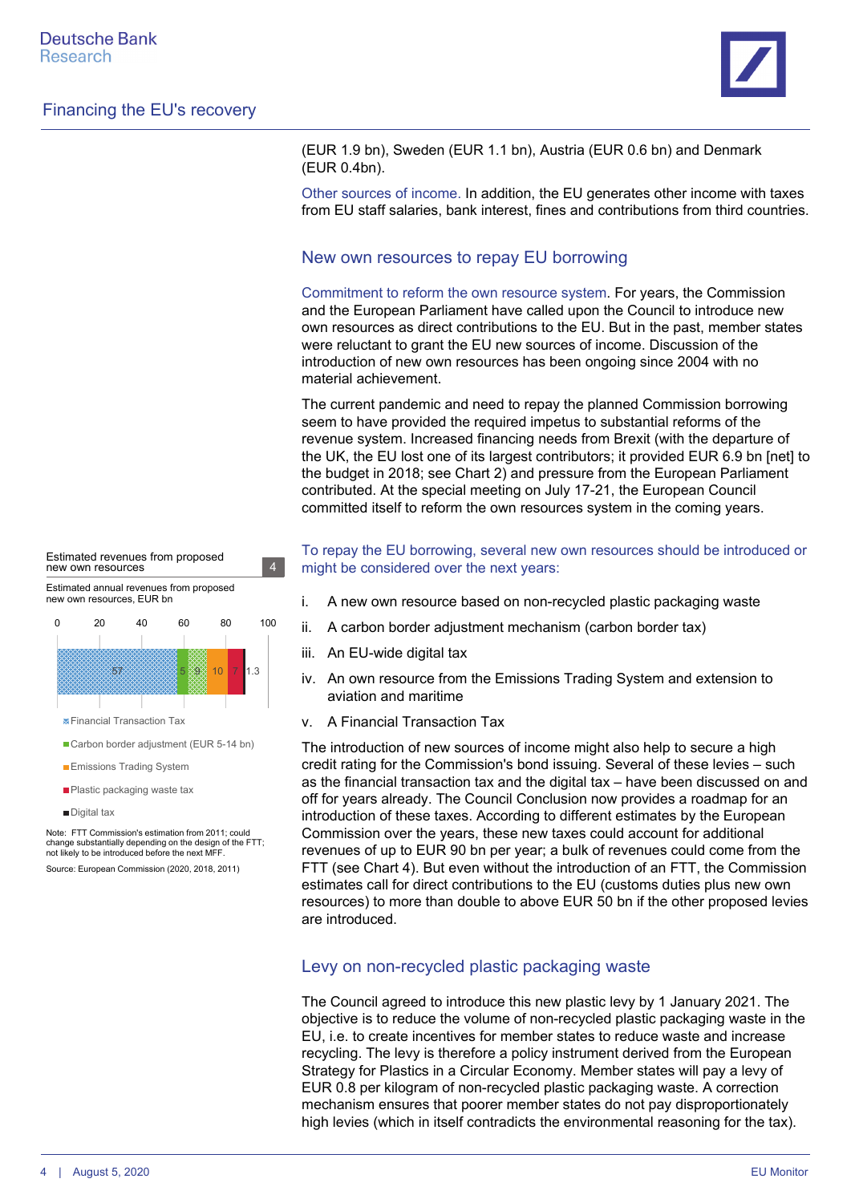(EUR 1.9 bn), Sweden (EUR 1.1 bn), Austria (EUR 0.6 bn) and Denmark (EUR 0.4bn).

Other sources of income. In addition, the EU generates other income with taxes from EU staff salaries, bank interest, fines and contributions from third countries.

## New own resources to repay EU borrowing

Commitment to reform the own resource system. For years, the Commission and the European Parliament have called upon the Council to introduce new own resources as direct contributions to the EU. But in the past, member states were reluctant to grant the EU new sources of income. Discussion of the introduction of new own resources has been ongoing since 2004 with no material achievement.

The current pandemic and need to repay the planned Commission borrowing seem to have provided the required impetus to substantial reforms of the revenue system. Increased financing needs from Brexit (with the departure of the UK, the EU lost one of its largest contributors; it provided EUR 6.9 bn [net] to the budget in 2018; see Chart 2) and pressure from the European Parliament contributed. At the special meeting on July 17-21, the European Council committed itself to reform the own resources system in the coming years.

Estimated revenues from proposed new own resources (Chart 4)

Estimated annual revenues from proposed new own resources, EUR bn

| Financial Transaction Tax | Carbon border adjustment (EUR 5-14 bn) | Emissions Trading System | Plastic packaging waste tax | Digital tax |
|---|---|---|---|---|
| 57 | 5 / 9 | 10 | 7 | 1.3 |

Note: FTT Commission's estimation from 2011; could change substantially depending on the design of the FTT; not likely to be introduced before the next MFF.

Source: European Commission (2020, 2018, 2011)

To repay the EU borrowing, several new own resources should be introduced or might be considered over the next years:

i. A new own resource based on non-recycled plastic packaging waste

ii. A carbon border adjustment mechanism (carbon border tax)

iii. An EU-wide digital tax

iv. An own resource from the Emissions Trading System and extension to aviation and maritime

v. A Financial Transaction Tax

The introduction of new sources of income might also help to secure a high credit rating for the Commission's bond issuing. Several of these levies – such as the financial transaction tax and the digital tax – have been discussed on and off for years already. The Council Conclusion now provides a roadmap for an introduction of these taxes. According to different estimates by the European Commission over the years, these new taxes could account for additional revenues of up to EUR 90 bn per year; a bulk of revenues could come from the FTT (see Chart 4). But even without the introduction of an FTT, the Commission estimates call for direct contributions to the EU (customs duties plus new own resources) to more than double to above EUR 50 bn if the other proposed levies are introduced.

## Levy on non-recycled plastic packaging waste

The Council agreed to introduce this new plastic levy by 1 January 2021. The objective is to reduce the volume of non-recycled plastic packaging waste in the EU, i.e. to create incentives for member states to reduce waste and increase recycling. The levy is therefore a policy instrument derived from the European Strategy for Plastics in a Circular Economy. Member states will pay a levy of EUR 0.8 per kilogram of non-recycled plastic packaging waste. A correction mechanism ensures that poorer member states do not pay disproportionately high levies (which in itself contradicts the environmental reasoning for the tax).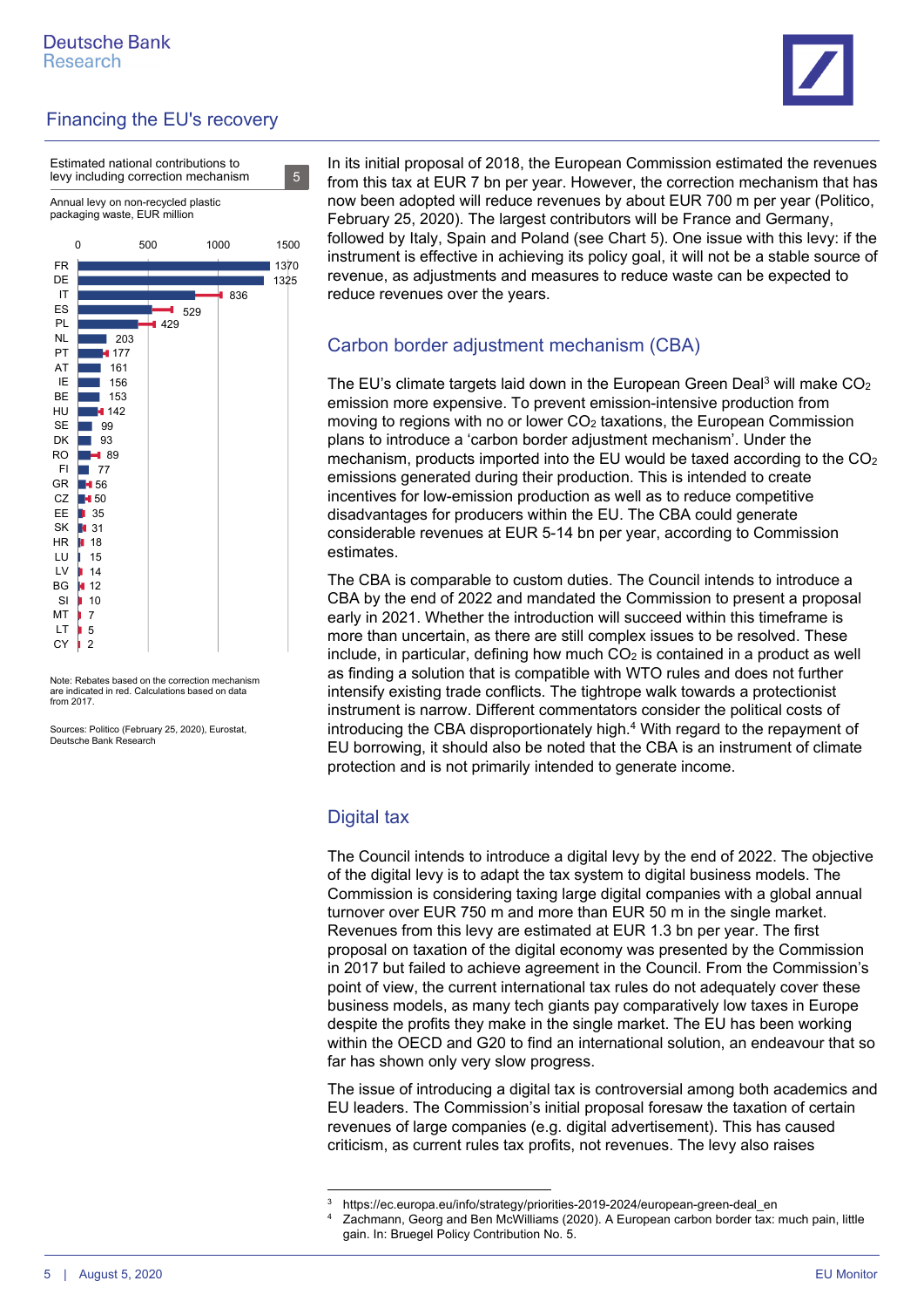Estimated national contributions to levy including correction mechanism 5

Annual levy on non-recycled plastic packaging waste, EUR million

| Country | EUR million |
|---|---|
| FR | 1370 |
| DE | 1325 |
| IT | 836 |
| ES | 529 |
| PL | 429 |
| NL | 203 |
| PT | 177 |
| AT | 161 |
| IE | 156 |
| BE | 153 |
| HU | 142 |
| SE | 99 |
| DK | 93 |
| RO | 89 |
| FI | 77 |
| GR | 56 |
| CZ | 50 |
| EE | 35 |
| SK | 31 |
| HR | 18 |
| LU | 15 |
| LV | 14 |
| BG | 12 |
| SI | 10 |
| MT | 7 |
| LT | 5 |
| CY | 2 |

Note: Rebates based on the correction mechanism are indicated in red. Calculations based on data from 2017.

Sources: Politico (February 25, 2020), Eurostat, Deutsche Bank Research

In its initial proposal of 2018, the European Commission estimated the revenues from this tax at EUR 7 bn per year. However, the correction mechanism that has now been adopted will reduce revenues by about EUR 700 m per year (Politico, February 25, 2020). The largest contributors will be France and Germany, followed by Italy, Spain and Poland (see Chart 5). One issue with this levy: if the instrument is effective in achieving its policy goal, it will not be a stable source of revenue, as adjustments and measures to reduce waste can be expected to reduce revenues over the years.

## Carbon border adjustment mechanism (CBA)

The EU's climate targets laid down in the European Green Deal[3] will make $CO_2$ emission more expensive. To prevent emission-intensive production from moving to regions with no or lower $CO_2$ taxations, the European Commission plans to introduce a 'carbon border adjustment mechanism'. Under the mechanism, products imported into the EU would be taxed according to the $CO_2$ emissions generated during their production. This is intended to create incentives for low-emission production as well as to reduce competitive disadvantages for producers within the EU. The CBA could generate considerable revenues at EUR 5-14 bn per year, according to Commission estimates.

The CBA is comparable to custom duties. The Council intends to introduce a CBA by the end of 2022 and mandated the Commission to present a proposal early in 2021. Whether the introduction will succeed within this timeframe is more than uncertain, as there are still complex issues to be resolved. These include, in particular, defining how much $CO_2$ is contained in a product as well as finding a solution that is compatible with WTO rules and does not further intensify existing trade conflicts. The tightrope walk towards a protectionist instrument is narrow. Different commentators consider the political costs of introducing the CBA disproportionately high.[4] With regard to the repayment of EU borrowing, it should also be noted that the CBA is an instrument of climate protection and is not primarily intended to generate income.

## Digital tax

The Council intends to introduce a digital levy by the end of 2022. The objective of the digital levy is to adapt the tax system to digital business models. The Commission is considering taxing large digital companies with a global annual turnover over EUR 750 m and more than EUR 50 m in the single market. Revenues from this levy are estimated at EUR 1.3 bn per year. The first proposal on taxation of the digital economy was presented by the Commission in 2017 but failed to achieve agreement in the Council. From the Commission's point of view, the current international tax rules do not adequately cover these business models, as many tech giants pay comparatively low taxes in Europe despite the profits they make in the single market. The EU has been working within the OECD and G20 to find an international solution, an endeavour that so far has shown only very slow progress.

The issue of introducing a digital tax is controversial among both academics and EU leaders. The Commission's initial proposal foresaw the taxation of certain revenues of large companies (e.g. digital advertisement). This has caused criticism, as current rules tax profits, not revenues. The levy also raises

[3] https://ec.europa.eu/info/strategy/priorities-2019-2024/european-green-deal_en

[4] Zachmann, Georg and Ben McWilliams (2020). A European carbon border tax: much pain, little gain. In: Bruegel Policy Contribution No. 5.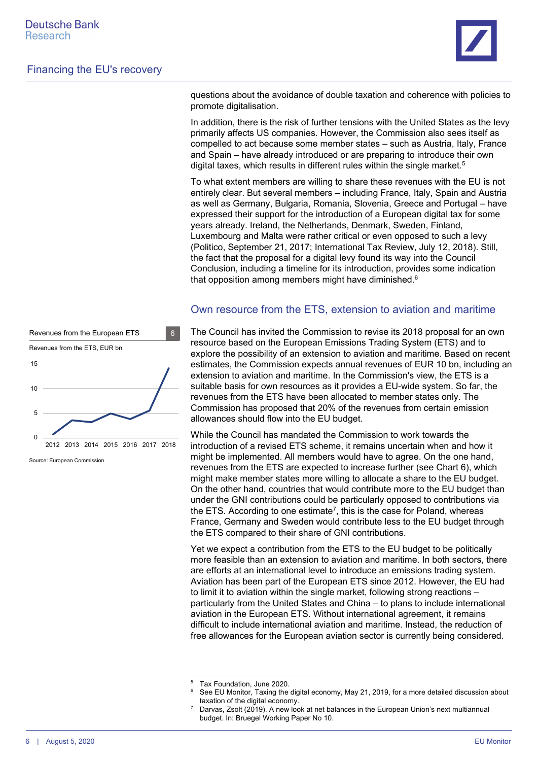questions about the avoidance of double taxation and coherence with policies to promote digitalisation.

In addition, there is the risk of further tensions with the United States as the levy primarily affects US companies. However, the Commission also sees itself as compelled to act because some member states – such as Austria, Italy, France and Spain – have already introduced or are preparing to introduce their own digital taxes, which results in different rules within the single market.[5]

To what extent members are willing to share these revenues with the EU is not entirely clear. But several members – including France, Italy, Spain and Austria as well as Germany, Bulgaria, Romania, Slovenia, Greece and Portugal – have expressed their support for the introduction of a European digital tax for some years already. Ireland, the Netherlands, Denmark, Sweden, Finland, Luxembourg and Malta were rather critical or even opposed to such a levy (Politico, September 21, 2017; International Tax Review, July 12, 2018). Still, the fact that the proposal for a digital levy found its way into the Council Conclusion, including a timeline for its introduction, provides some indication that opposition among members might have diminished.[6]

## Own resource from the ETS, extension to aviation and maritime

Revenues from the European ETS — 6

Revenues from the ETS, EUR bn

Source: European Commission

The Council has invited the Commission to revise its 2018 proposal for an own resource based on the European Emissions Trading System (ETS) and to explore the possibility of an extension to aviation and maritime. Based on recent estimates, the Commission expects annual revenues of EUR 10 bn, including an extension to aviation and maritime. In the Commission's view, the ETS is a suitable basis for own resources as it provides a EU-wide system. So far, the revenues from the ETS have been allocated to member states only. The Commission has proposed that 20% of the revenues from certain emission allowances should flow into the EU budget.

While the Council has mandated the Commission to work towards the introduction of a revised ETS scheme, it remains uncertain when and how it might be implemented. All members would have to agree. On the one hand, revenues from the ETS are expected to increase further (see Chart 6), which might make member states more willing to allocate a share to the EU budget. On the other hand, countries that would contribute more to the EU budget than under the GNI contributions could be particularly opposed to contributions via the ETS. According to one estimate[7], this is the case for Poland, whereas France, Germany and Sweden would contribute less to the EU budget through the ETS compared to their share of GNI contributions.

Yet we expect a contribution from the ETS to the EU budget to be politically more feasible than an extension to aviation and maritime. In both sectors, there are efforts at an international level to introduce an emissions trading system. Aviation has been part of the European ETS since 2012. However, the EU had to limit it to aviation within the single market, following strong reactions – particularly from the United States and China – to plans to include international aviation in the European ETS. Without international agreement, it remains difficult to include international aviation and maritime. Instead, the reduction of free allowances for the European aviation sector is currently being considered.

---

[5] Tax Foundation, June 2020.

[6] See EU Monitor, Taxing the digital economy, May 21, 2019, for a more detailed discussion about taxation of the digital economy.

[7] Darvas, Zsolt (2019). A new look at net balances in the European Union's next multiannual budget. In: Bruegel Working Paper No 10.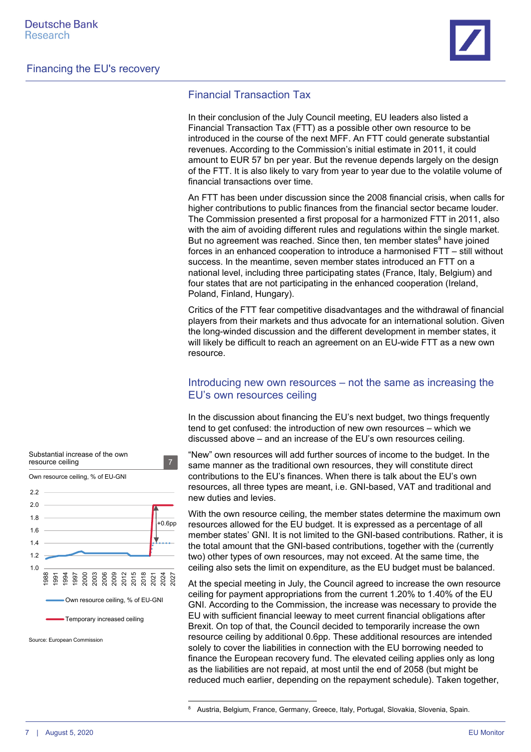## Financial Transaction Tax

In their conclusion of the July Council meeting, EU leaders also listed a Financial Transaction Tax (FTT) as a possible other own resource to be introduced in the course of the next MFF. An FTT could generate substantial revenues. According to the Commission's initial estimate in 2011, it could amount to EUR 57 bn per year. But the revenue depends largely on the design of the FTT. It is also likely to vary from year to year due to the volatile volume of financial transactions over time.

An FTT has been under discussion since the 2008 financial crisis, when calls for higher contributions to public finances from the financial sector became louder. The Commission presented a first proposal for a harmonized FTT in 2011, also with the aim of avoiding different rules and regulations within the single market. But no agreement was reached. Since then, ten member states[8] have joined forces in an enhanced cooperation to introduce a harmonised FTT – still without success. In the meantime, seven member states introduced an FTT on a national level, including three participating states (France, Italy, Belgium) and four states that are not participating in the enhanced cooperation (Ireland, Poland, Finland, Hungary).

Critics of the FTT fear competitive disadvantages and the withdrawal of financial players from their markets and thus advocate for an international solution. Given the long-winded discussion and the different development in member states, it will likely be difficult to reach an agreement on an EU-wide FTT as a new own resource.

## Introducing new own resources – not the same as increasing the EU's own resources ceiling

In the discussion about financing the EU's next budget, two things frequently tend to get confused: the introduction of new own resources – which we discussed above – and an increase of the EU's own resources ceiling.

"New" own resources will add further sources of income to the budget. In the same manner as the traditional own resources, they will constitute direct contributions to the EU's finances. When there is talk about the EU's own resources, all three types are meant, i.e. GNI-based, VAT and traditional and new duties and levies.

With the own resource ceiling, the member states determine the maximum own resources allowed for the EU budget. It is expressed as a percentage of all member states' GNI. It is not limited to the GNI-based contributions. Rather, it is the total amount that the GNI-based contributions, together with the (currently two) other types of own resources, may not exceed. At the same time, the ceiling also sets the limit on expenditure, as the EU budget must be balanced.

At the special meeting in July, the Council agreed to increase the own resource ceiling for payment appropriations from the current 1.20% to 1.40% of the EU GNI. According to the Commission, the increase was necessary to provide the EU with sufficient financial leeway to meet current financial obligations after Brexit. On top of that, the Council decided to temporarily increase the own resource ceiling by additional 0.6pp. These additional resources are intended solely to cover the liabilities in connection with the EU borrowing needed to finance the European recovery fund. The elevated ceiling applies only as long as the liabilities are not repaid, at most until the end of 2058 (but might be reduced much earlier, depending on the repayment schedule). Taken together,

Substantial increase of the own resource ceiling — 7

Own resource ceiling, % of EU-GNI

Legend: Own resource ceiling, % of EU-GNI; Temporary increased ceiling

Source: European Commission

[8] Austria, Belgium, France, Germany, Greece, Italy, Portugal, Slovakia, Slovenia, Spain.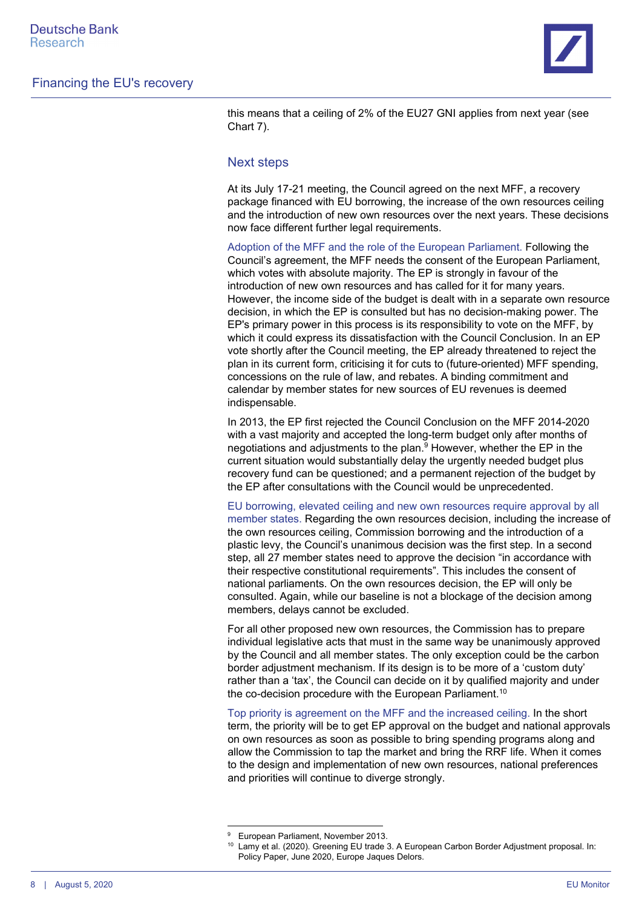this means that a ceiling of 2% of the EU27 GNI applies from next year (see Chart 7).

## Next steps

At its July 17-21 meeting, the Council agreed on the next MFF, a recovery package financed with EU borrowing, the increase of the own resources ceiling and the introduction of new own resources over the next years. These decisions now face different further legal requirements.

Adoption of the MFF and the role of the European Parliament. Following the Council's agreement, the MFF needs the consent of the European Parliament, which votes with absolute majority. The EP is strongly in favour of the introduction of new own resources and has called for it for many years. However, the income side of the budget is dealt with in a separate own resource decision, in which the EP is consulted but has no decision-making power. The EP's primary power in this process is its responsibility to vote on the MFF, by which it could express its dissatisfaction with the Council Conclusion. In an EP vote shortly after the Council meeting, the EP already threatened to reject the plan in its current form, criticising it for cuts to (future-oriented) MFF spending, concessions on the rule of law, and rebates. A binding commitment and calendar by member states for new sources of EU revenues is deemed indispensable.

In 2013, the EP first rejected the Council Conclusion on the MFF 2014-2020 with a vast majority and accepted the long-term budget only after months of negotiations and adjustments to the plan.[9] However, whether the EP in the current situation would substantially delay the urgently needed budget plus recovery fund can be questioned; and a permanent rejection of the budget by the EP after consultations with the Council would be unprecedented.

EU borrowing, elevated ceiling and new own resources require approval by all member states. Regarding the own resources decision, including the increase of the own resources ceiling, Commission borrowing and the introduction of a plastic levy, the Council's unanimous decision was the first step. In a second step, all 27 member states need to approve the decision "in accordance with their respective constitutional requirements". This includes the consent of national parliaments. On the own resources decision, the EP will only be consulted. Again, while our baseline is not a blockage of the decision among members, delays cannot be excluded.

For all other proposed new own resources, the Commission has to prepare individual legislative acts that must in the same way be unanimously approved by the Council and all member states. The only exception could be the carbon border adjustment mechanism. If its design is to be more of a 'custom duty' rather than a 'tax', the Council can decide on it by qualified majority and under the co-decision procedure with the European Parliament.[10]

Top priority is agreement on the MFF and the increased ceiling. In the short term, the priority will be to get EP approval on the budget and national approvals on own resources as soon as possible to bring spending programs along and allow the Commission to tap the market and bring the RRF life. When it comes to the design and implementation of new own resources, national preferences and priorities will continue to diverge strongly.

---

[9] European Parliament, November 2013.

[10] Lamy et al. (2020). Greening EU trade 3. A European Carbon Border Adjustment proposal. In: Policy Paper, June 2020, Europe Jaques Delors.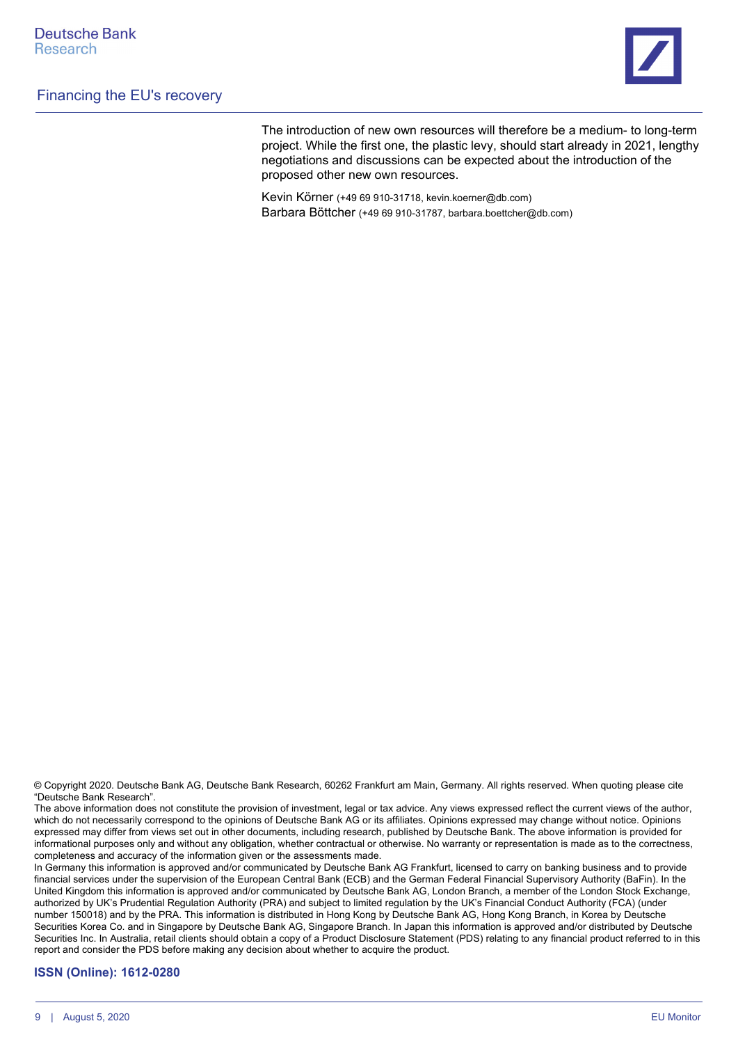The introduction of new own resources will therefore be a medium- to long-term project. While the first one, the plastic levy, should start already in 2021, lengthy negotiations and discussions can be expected about the introduction of the proposed other new own resources.

Kevin Körner (+49 69 910-31718, kevin.koerner@db.com)
Barbara Böttcher (+49 69 910-31787, barbara.boettcher@db.com)

© Copyright 2020. Deutsche Bank AG, Deutsche Bank Research, 60262 Frankfurt am Main, Germany. All rights reserved. When quoting please cite "Deutsche Bank Research".
The above information does not constitute the provision of investment, legal or tax advice. Any views expressed reflect the current views of the author, which do not necessarily correspond to the opinions of Deutsche Bank AG or its affiliates. Opinions expressed may change without notice. Opinions expressed may differ from views set out in other documents, including research, published by Deutsche Bank. The above information is provided for informational purposes only and without any obligation, whether contractual or otherwise. No warranty or representation is made as to the correctness, completeness and accuracy of the information given or the assessments made.
In Germany this information is approved and/or communicated by Deutsche Bank AG Frankfurt, licensed to carry on banking business and to provide financial services under the supervision of the European Central Bank (ECB) and the German Federal Financial Supervisory Authority (BaFin). In the United Kingdom this information is approved and/or communicated by Deutsche Bank AG, London Branch, a member of the London Stock Exchange, authorized by UK's Prudential Regulation Authority (PRA) and subject to limited regulation by the UK's Financial Conduct Authority (FCA) (under number 150018) and by the PRA. This information is distributed in Hong Kong by Deutsche Bank AG, Hong Kong Branch, in Korea by Deutsche Securities Korea Co. and in Singapore by Deutsche Bank AG, Singapore Branch. In Japan this information is approved and/or distributed by Deutsche Securities Inc. In Australia, retail clients should obtain a copy of a Product Disclosure Statement (PDS) relating to any financial product referred to in this report and consider the PDS before making any decision about whether to acquire the product.

**ISSN (Online): 1612-0280**